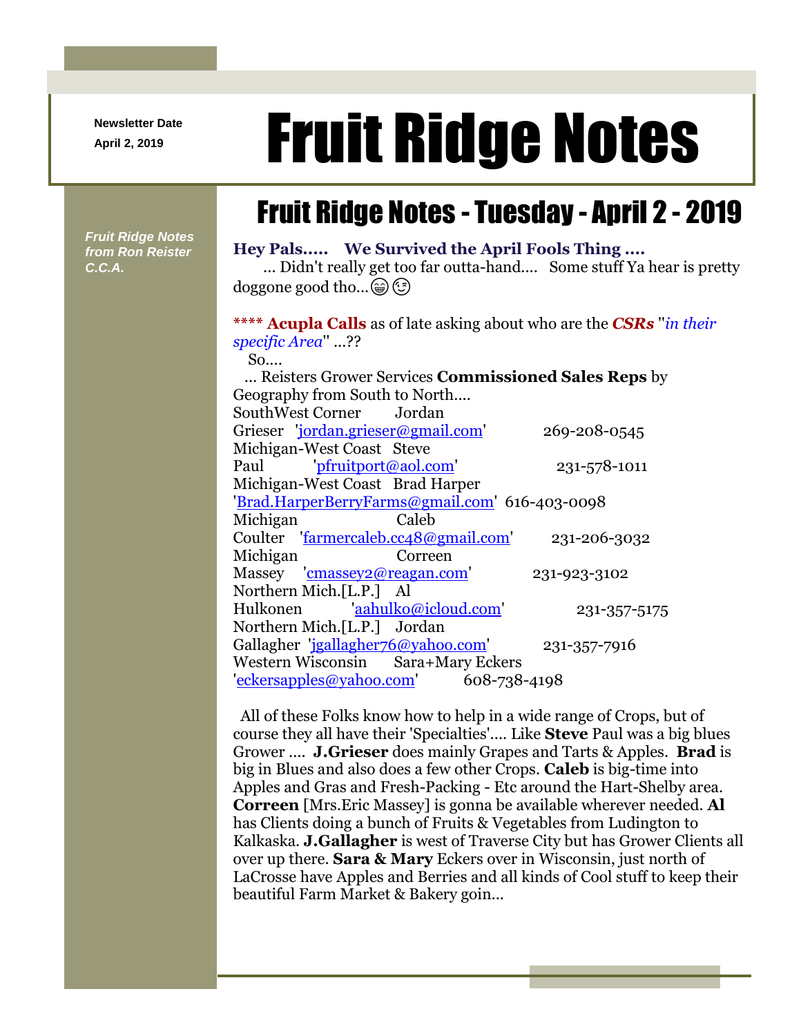Newsletter Date
April 2, 2019

# Fruit Ridge Notes

*Fruit Ridge Notes from Ron Reister C.C.A.*

## Fruit Ridge Notes - Tuesday - April 2 - 2019

**Hey Pals..... We Survived the April Fools Thing ....**
... Didn't really get too far outta-hand.... Some stuff Ya hear is pretty doggone good tho...😁 😉

**** **Acupla Calls** as of late asking about who are the ***CSRs*** "*in their specific Area*" ...??
So....
... Reisters Grower Services **Commissioned Sales Reps** by Geography from South to North....

SouthWest Corner Jordan Grieser 'jordan.grieser@gmail.com' 269-208-0545
Michigan-West Coast Steve Paul 'pfruitport@aol.com' 231-578-1011
Michigan-West Coast Brad Harper 'Brad.HarperBerryFarms@gmail.com' 616-403-0098
Michigan Caleb Coulter 'farmercaleb.cc48@gmail.com' 231-206-3032
Michigan Correen Massey 'cmassey2@reagan.com' 231-923-3102
Northern Mich.[L.P.] Al Hulkonen 'aahulko@icloud.com' 231-357-5175
Northern Mich.[L.P.] Jordan Gallagher 'jgallagher76@yahoo.com' 231-357-7916
Western Wisconsin Sara+Mary Eckers 'eckersapples@yahoo.com' 608-738-4198

All of these Folks know how to help in a wide range of Crops, but of course they all have their 'Specialties'.... Like **Steve** Paul was a big blues Grower .... **J.Grieser** does mainly Grapes and Tarts & Apples. **Brad** is big in Blues and also does a few other Crops. **Caleb** is big-time into Apples and Gras and Fresh-Packing - Etc around the Hart-Shelby area. **Correen** [Mrs.Eric Massey] is gonna be available wherever needed. **Al** has Clients doing a bunch of Fruits & Vegetables from Ludington to Kalkaska. **J.Gallagher** is west of Traverse City but has Grower Clients all over up there. **Sara & Mary** Eckers over in Wisconsin, just north of LaCrosse have Apples and Berries and all kinds of Cool stuff to keep their beautiful Farm Market & Bakery goin...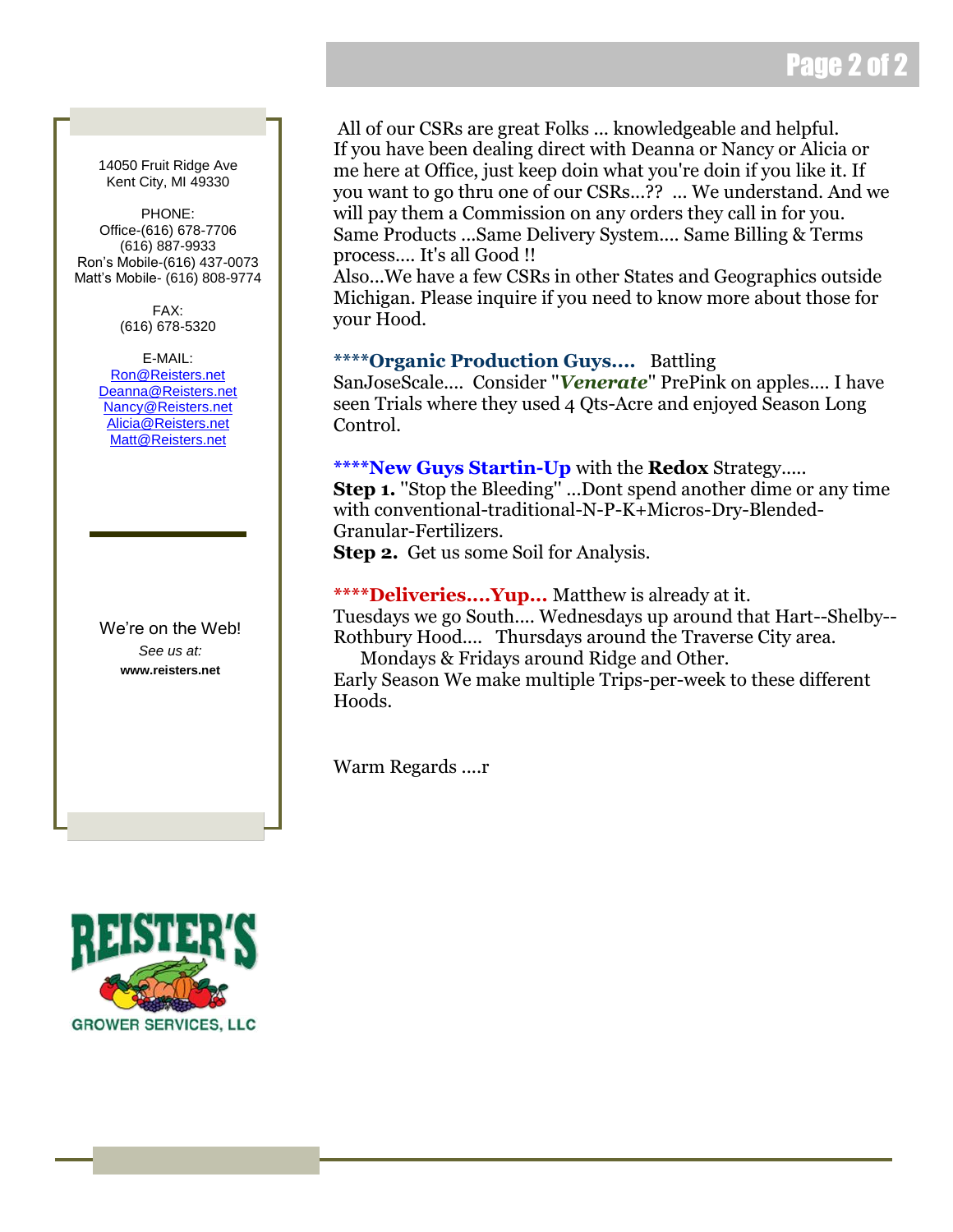14050 Fruit Ridge Ave
Kent City, MI 49330

PHONE:
Office-(616) 678-7706
(616) 887-9933
Ron's Mobile-(616) 437-0073
Matt's Mobile- (616) 808-9774

FAX:
(616) 678-5320

E-MAIL:
Ron@Reisters.net
Deanna@Reisters.net
Nancy@Reisters.net
Alicia@Reisters.net
Matt@Reisters.net

We're on the Web!
*See us at:*
**www.reisters.net**

REISTER'S GROWER SERVICES, LLC

All of our CSRs are great Folks ... knowledgeable and helpful. If you have been dealing direct with Deanna or Nancy or Alicia or me here at Office, just keep doin what you're doin if you like it. If you want to go thru one of our CSRs...?? ... We understand. And we will pay them a Commission on any orders they call in for you. Same Products ...Same Delivery System.... Same Billing & Terms process.... It's all Good !!
Also...We have a few CSRs in other States and Geographics outside Michigan. Please inquire if you need to know more about those for your Hood.

**\*\*\*\*Organic Production Guys....** Battling SanJoseScale.... Consider "***Venerate***" PrePink on apples.... I have seen Trials where they used 4 Qts-Acre and enjoyed Season Long Control.

**\*\*\*\*New Guys Startin-Up** with the **Redox** Strategy.....
**Step 1.** "Stop the Bleeding" ...Dont spend another dime or any time with conventional-traditional-N-P-K+Micros-Dry-Blended-Granular-Fertilizers.
**Step 2.** Get us some Soil for Analysis.

**\*\*\*\*Deliveries....Yup...** Matthew is already at it.
Tuesdays we go South.... Wednesdays up around that Hart--Shelby--Rothbury Hood.... Thursdays around the Traverse City area.
Mondays & Fridays around Ridge and Other.
Early Season We make multiple Trips-per-week to these different Hoods.

Warm Regards ....r